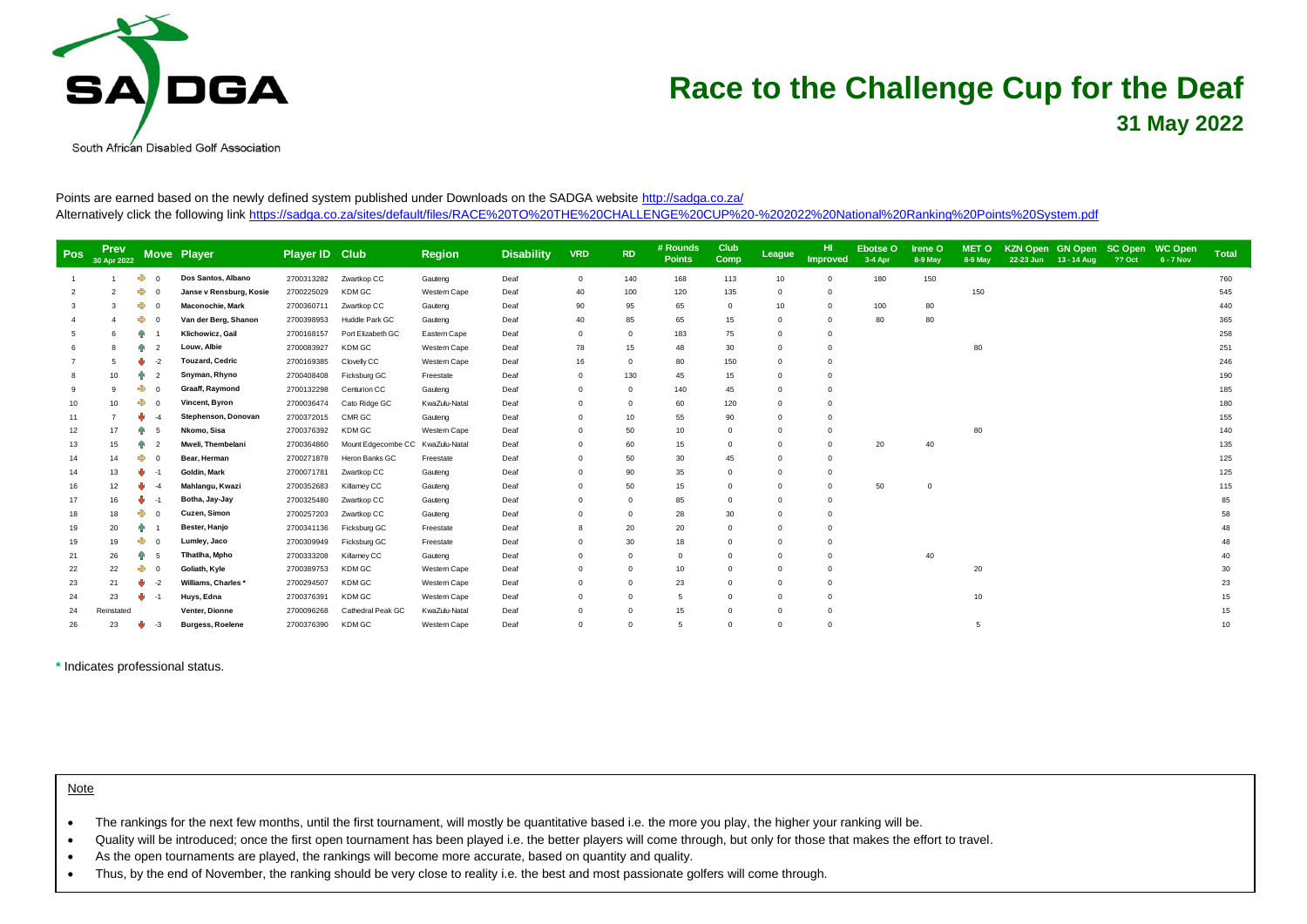**SADGA**

South African Disabled Golf Association

# Race to the Challenge Cup for the Deaf

## 31 May 2022

Points are earned based on the newly defined system published under Downloads on the SADGA website http://sadga.co.za/
Alternatively click the following link https://sadga.co.za/sites/default/files/RACE%20TO%20THE%20CHALLENGE%20CUP%20-%202022%20National%20Ranking%20Points%20System.pdf

| Pos | Prev 30 Apr 2022 | Move | Player | Player ID | Club | Region | Disability | VRD | RD | # Rounds Points | Club Comp | League | HI Improved | Ebotse O 3-4 Apr | Irene O 8-9 May | MET O 8-9 May | KZN Open 22-23 Jun | GN Open 13 - 14 Aug | SC Open ?? Oct | WC Open 6 - 7 Nov | Total |
|---|---|---|---|---|---|---|---|---|---|---|---|---|---|---|---|---|---|---|---|---|---|
| 1 | 1 | 0 | Dos Santos, Albano | 2700313282 | Zwartkop CC | Gauteng | Deaf | 0 | 140 | 168 | 113 | 10 | 0 | 180 | 150 | | | | | | 760 |
| 2 | 2 | 0 | Janse v Rensburg, Kosie | 2700225029 | KDM GC | Western Cape | Deaf | 40 | 100 | 120 | 135 | 0 | 0 | | | 150 | | | | | 545 |
| 3 | 3 | 0 | Maconochie, Mark | 2700360711 | Zwartkop CC | Gauteng | Deaf | 90 | 95 | 65 | 0 | 10 | 0 | 100 | 80 | | | | | | 440 |
| 4 | 4 | 0 | Van der Berg, Shanon | 2700398953 | Huddle Park GC | Gauteng | Deaf | 40 | 85 | 65 | 15 | 0 | 0 | 80 | 80 | | | | | | 365 |
| 5 | 6 | 1 | Klichowicz, Gail | 2700168157 | Port Elizabeth GC | Eastern Cape | Deaf | 0 | 0 | 183 | 75 | 0 | 0 | | | | | | | | 258 |
| 6 | 8 | 2 | Louw, Albie | 2700083927 | KDM GC | Western Cape | Deaf | 78 | 15 | 48 | 30 | 0 | 0 | | | 80 | | | | | 251 |
| 7 | 5 | -2 | Touzard, Cedric | 2700169385 | Clovelly CC | Western Cape | Deaf | 16 | 0 | 80 | 150 | 0 | 0 | | | | | | | | 246 |
| 8 | 10 | 2 | Snyman, Rhyno | 2700408408 | Ficksburg GC | Freestate | Deaf | 0 | 130 | 45 | 15 | 0 | 0 | | | | | | | | 190 |
| 9 | 9 | 0 | Graaff, Raymond | 2700132298 | Centurion CC | Gauteng | Deaf | 0 | 0 | 140 | 45 | 0 | 0 | | | | | | | | 185 |
| 10 | 10 | 0 | Vincent, Byron | 2700036474 | Cato Ridge GC | KwaZulu-Natal | Deaf | 0 | 0 | 60 | 120 | 0 | 0 | | | | | | | | 180 |
| 11 | 7 | -4 | Stephenson, Donovan | 2700372015 | CMR GC | Gauteng | Deaf | 0 | 10 | 55 | 90 | 0 | 0 | | | | | | | | 155 |
| 12 | 17 | 5 | Nkomo, Sisa | 2700376392 | KDM GC | Western Cape | Deaf | 0 | 50 | 10 | 0 | 0 | 0 | | | 80 | | | | | 140 |
| 13 | 15 | 2 | Mweli, Thembelani | 2700364860 | Mount Edgecombe CC | KwaZulu-Natal | Deaf | 0 | 60 | 15 | 0 | 0 | 0 | 20 | 40 | | | | | | 135 |
| 14 | 14 | 0 | Bear, Herman | 2700271878 | Heron Banks GC | Freestate | Deaf | 0 | 50 | 30 | 45 | 0 | 0 | | | | | | | | 125 |
| 14 | 13 | -1 | Goldin, Mark | 2700071781 | Zwartkop CC | Gauteng | Deaf | 0 | 90 | 35 | 0 | 0 | 0 | | | | | | | | 125 |
| 16 | 12 | -4 | Mahlangu, Kwazi | 2700352683 | Killarney CC | Gauteng | Deaf | 0 | 50 | 15 | 0 | 0 | 0 | 50 | 0 | | | | | | 115 |
| 17 | 16 | -1 | Botha, Jay-Jay | 2700325480 | Zwartkop CC | Gauteng | Deaf | 0 | 0 | 85 | 0 | 0 | 0 | | | | | | | | 85 |
| 18 | 18 | 0 | Cuzen, Simon | 2700257203 | Zwartkop CC | Gauteng | Deaf | 0 | 0 | 28 | 30 | 0 | 0 | | | | | | | | 58 |
| 19 | 20 | 1 | Bester, Hanjo | 2700341136 | Ficksburg GC | Freestate | Deaf | 8 | 20 | 20 | 0 | 0 | 0 | | | | | | | | 48 |
| 19 | 19 | 0 | Lumley, Jaco | 2700309949 | Ficksburg GC | Freestate | Deaf | 0 | 30 | 18 | 0 | 0 | 0 | | | | | | | | 48 |
| 21 | 26 | 5 | Tlhatlha, Mpho | 2700333208 | Killarney CC | Gauteng | Deaf | 0 | 0 | 0 | 0 | 0 | 0 | | 40 | | | | | | 40 |
| 22 | 22 | 0 | Goliath, Kyle | 2700389753 | KDM GC | Western Cape | Deaf | 0 | 0 | 10 | 0 | 0 | 0 | | | 20 | | | | | 30 |
| 23 | 21 | -2 | Williams, Charles * | 2700294507 | KDM GC | Western Cape | Deaf | 0 | 0 | 23 | 0 | 0 | 0 | | | | | | | | 23 |
| 24 | 23 | -1 | Huys, Edna | 2700376391 | KDM GC | Western Cape | Deaf | 0 | 0 | 5 | 0 | 0 | 0 | | | 10 | | | | | 15 |
| 24 | Reinstated | | Venter, Dionne | 2700096268 | Cathedral Peak GC | KwaZulu-Natal | Deaf | 0 | 0 | 15 | 0 | 0 | 0 | | | | | | | | 15 |
| 26 | 23 | -3 | Burgess, Roelene | 2700376390 | KDM GC | Western Cape | Deaf | 0 | 0 | 5 | 0 | 0 | 0 | | | 5 | | | | | 10 |

\* Indicates professional status.

Note

- The rankings for the next few months, until the first tournament, will mostly be quantitative based i.e. the more you play, the higher your ranking will be.
- Quality will be introduced; once the first open tournament has been played i.e. the better players will come through, but only for those that makes the effort to travel.
- As the open tournaments are played, the rankings will become more accurate, based on quantity and quality.
- Thus, by the end of November, the ranking should be very close to reality i.e. the best and most passionate golfers will come through.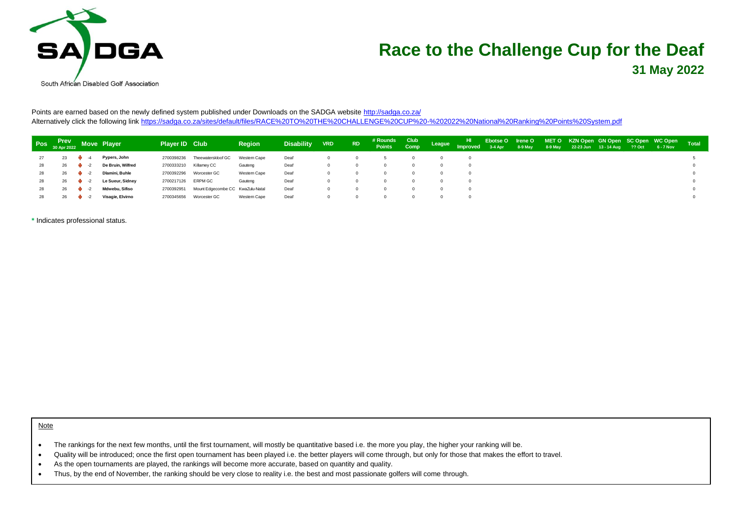South African Disabled Golf Association

# Race to the Challenge Cup for the Deaf

## 31 May 2022

Points are earned based on the newly defined system published under Downloads on the SADGA website http://sadga.co.za/
Alternatively click the following link https://sadga.co.za/sites/default/files/RACE%20TO%20THE%20CHALLENGE%20CUP%20-%202022%20National%20Ranking%20Points%20System.pdf

| Pos | Prev 30 Apr 2022 | Move | Player | Player ID | Club | Region | Disability | VRD | RD | # Rounds Points | Club Comp | League | HI Improved | Ebotse O 3-4 Apr | Irene O 8-9 May | MET O 8-9 May | KZN Open 22-23 Jun | GN Open 13 - 14 Aug | SC Open ?? Oct | WC Open 6 - 7 Nov | Total |
|---|---|---|---|---|---|---|---|---|---|---|---|---|---|---|---|---|---|---|---|---|---|
| 27 | 23 | -4 | **Pypers, John** | 2700398236 | Theewaterskloof GC | Western Cape | Deaf | 0 | 0 | 5 | 0 | 0 | 0 | | | | | | | | 5 |
| 28 | 26 | -2 | **De Bruin, Wilfred** | 2700333210 | Killarney CC | Gauteng | Deaf | 0 | 0 | 0 | 0 | 0 | 0 | | | | | | | | 0 |
| 28 | 26 | -2 | **Dlamini, Buhle** | 2700392296 | Worcester GC | Western Cape | Deaf | 0 | 0 | 0 | 0 | 0 | 0 | | | | | | | | 0 |
| 28 | 26 | -2 | **Le Sueur, Sidney** | 2700217126 | ERPM GC | Gauteng | Deaf | 0 | 0 | 0 | 0 | 0 | 0 | | | | | | | | 0 |
| 28 | 26 | -2 | **Mdwebu, Sifiso** | 2700392951 | Mount Edgecombe CC | KwaZulu-Natal | Deaf | 0 | 0 | 0 | 0 | 0 | 0 | | | | | | | | 0 |
| 28 | 26 | -2 | **Visagie, Elvirno** | 2700345656 | Worcester GC | Western Cape | Deaf | 0 | 0 | 0 | 0 | 0 | 0 | | | | | | | | 0 |

* Indicates professional status.

Note

- The rankings for the next few months, until the first tournament, will mostly be quantitative based i.e. the more you play, the higher your ranking will be.
- Quality will be introduced; once the first open tournament has been played i.e. the better players will come through, but only for those that makes the effort to travel.
- As the open tournaments are played, the rankings will become more accurate, based on quantity and quality.
- Thus, by the end of November, the ranking should be very close to reality i.e. the best and most passionate golfers will come through.